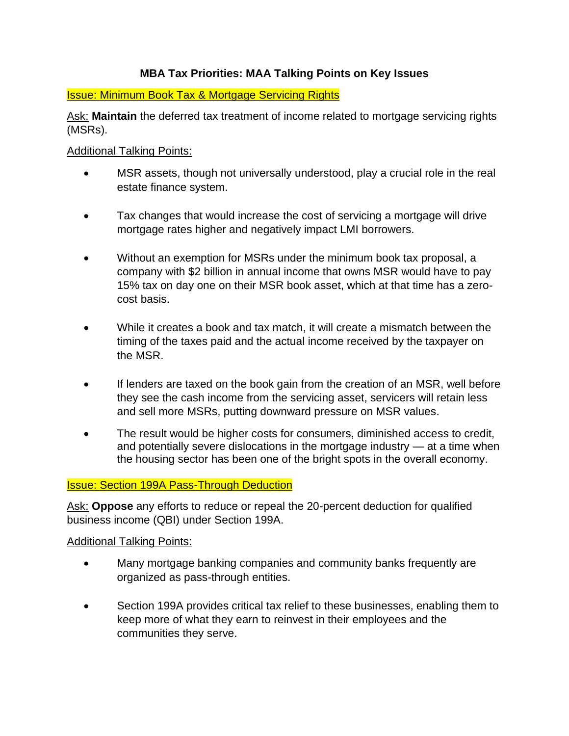# MBA Tax Priorities: MAA Talking Points on Key Issues

## Issue: Minimum Book Tax & Mortgage Servicing Rights

Ask: **Maintain** the deferred tax treatment of income related to mortgage servicing rights (MSRs).

Additional Talking Points:

- MSR assets, though not universally understood, play a crucial role in the real estate finance system.
- Tax changes that would increase the cost of servicing a mortgage will drive mortgage rates higher and negatively impact LMI borrowers.
- Without an exemption for MSRs under the minimum book tax proposal, a company with $2 billion in annual income that owns MSR would have to pay 15% tax on day one on their MSR book asset, which at that time has a zero-cost basis.
- While it creates a book and tax match, it will create a mismatch between the timing of the taxes paid and the actual income received by the taxpayer on the MSR.
- If lenders are taxed on the book gain from the creation of an MSR, well before they see the cash income from the servicing asset, servicers will retain less and sell more MSRs, putting downward pressure on MSR values.
- The result would be higher costs for consumers, diminished access to credit, and potentially severe dislocations in the mortgage industry — at a time when the housing sector has been one of the bright spots in the overall economy.

## Issue: Section 199A Pass-Through Deduction

Ask: **Oppose** any efforts to reduce or repeal the 20-percent deduction for qualified business income (QBI) under Section 199A.

Additional Talking Points:

- Many mortgage banking companies and community banks frequently are organized as pass-through entities.
- Section 199A provides critical tax relief to these businesses, enabling them to keep more of what they earn to reinvest in their employees and the communities they serve.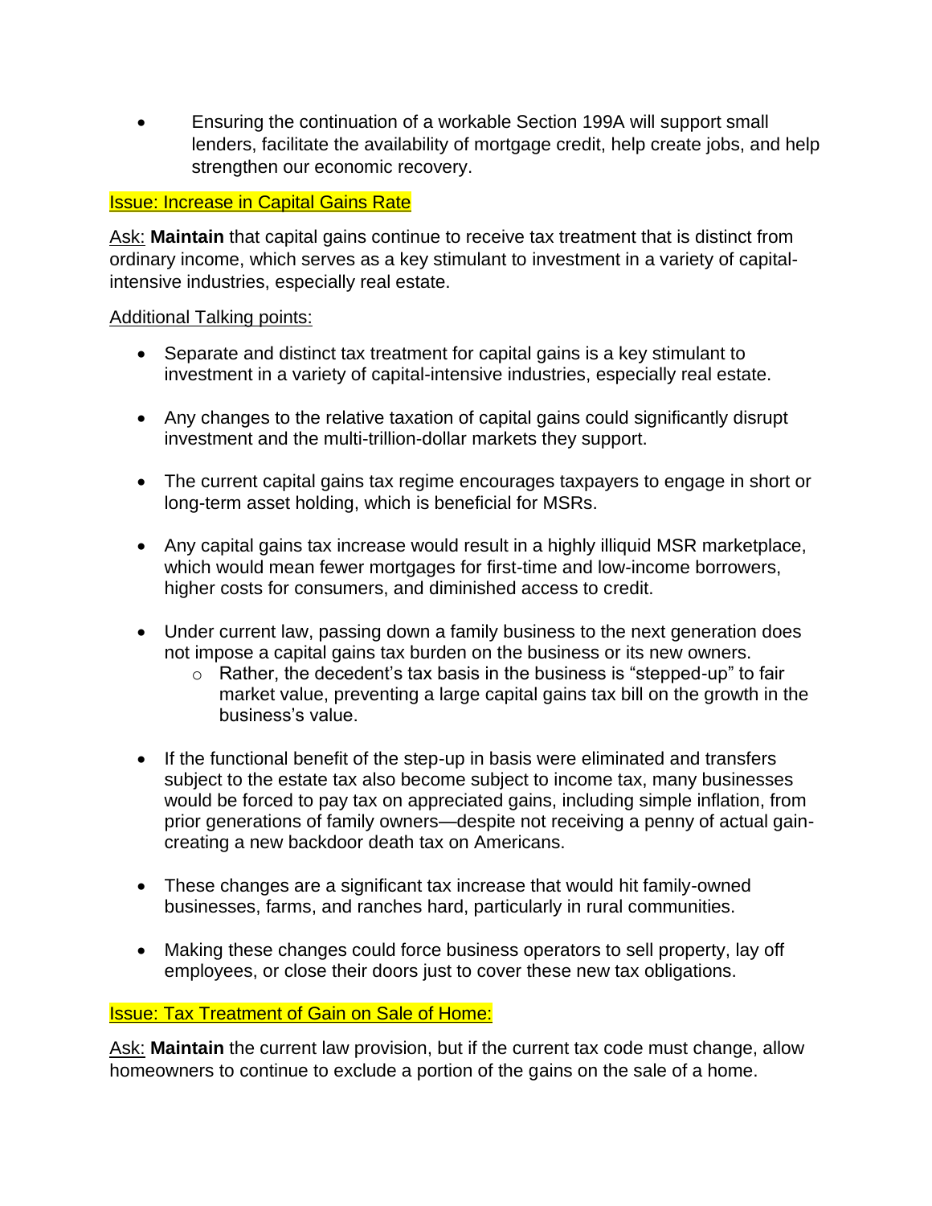- Ensuring the continuation of a workable Section 199A will support small lenders, facilitate the availability of mortgage credit, help create jobs, and help strengthen our economic recovery.

## Issue: Increase in Capital Gains Rate

Ask: **Maintain** that capital gains continue to receive tax treatment that is distinct from ordinary income, which serves as a key stimulant to investment in a variety of capital-intensive industries, especially real estate.

Additional Talking points:

- Separate and distinct tax treatment for capital gains is a key stimulant to investment in a variety of capital-intensive industries, especially real estate.
- Any changes to the relative taxation of capital gains could significantly disrupt investment and the multi-trillion-dollar markets they support.
- The current capital gains tax regime encourages taxpayers to engage in short or long-term asset holding, which is beneficial for MSRs.
- Any capital gains tax increase would result in a highly illiquid MSR marketplace, which would mean fewer mortgages for first-time and low-income borrowers, higher costs for consumers, and diminished access to credit.
- Under current law, passing down a family business to the next generation does not impose a capital gains tax burden on the business or its new owners.
  - Rather, the decedent's tax basis in the business is "stepped-up" to fair market value, preventing a large capital gains tax bill on the growth in the business's value.
- If the functional benefit of the step-up in basis were eliminated and transfers subject to the estate tax also become subject to income tax, many businesses would be forced to pay tax on appreciated gains, including simple inflation, from prior generations of family owners—despite not receiving a penny of actual gain-creating a new backdoor death tax on Americans.
- These changes are a significant tax increase that would hit family-owned businesses, farms, and ranches hard, particularly in rural communities.
- Making these changes could force business operators to sell property, lay off employees, or close their doors just to cover these new tax obligations.

## Issue: Tax Treatment of Gain on Sale of Home:

Ask: **Maintain** the current law provision, but if the current tax code must change, allow homeowners to continue to exclude a portion of the gains on the sale of a home.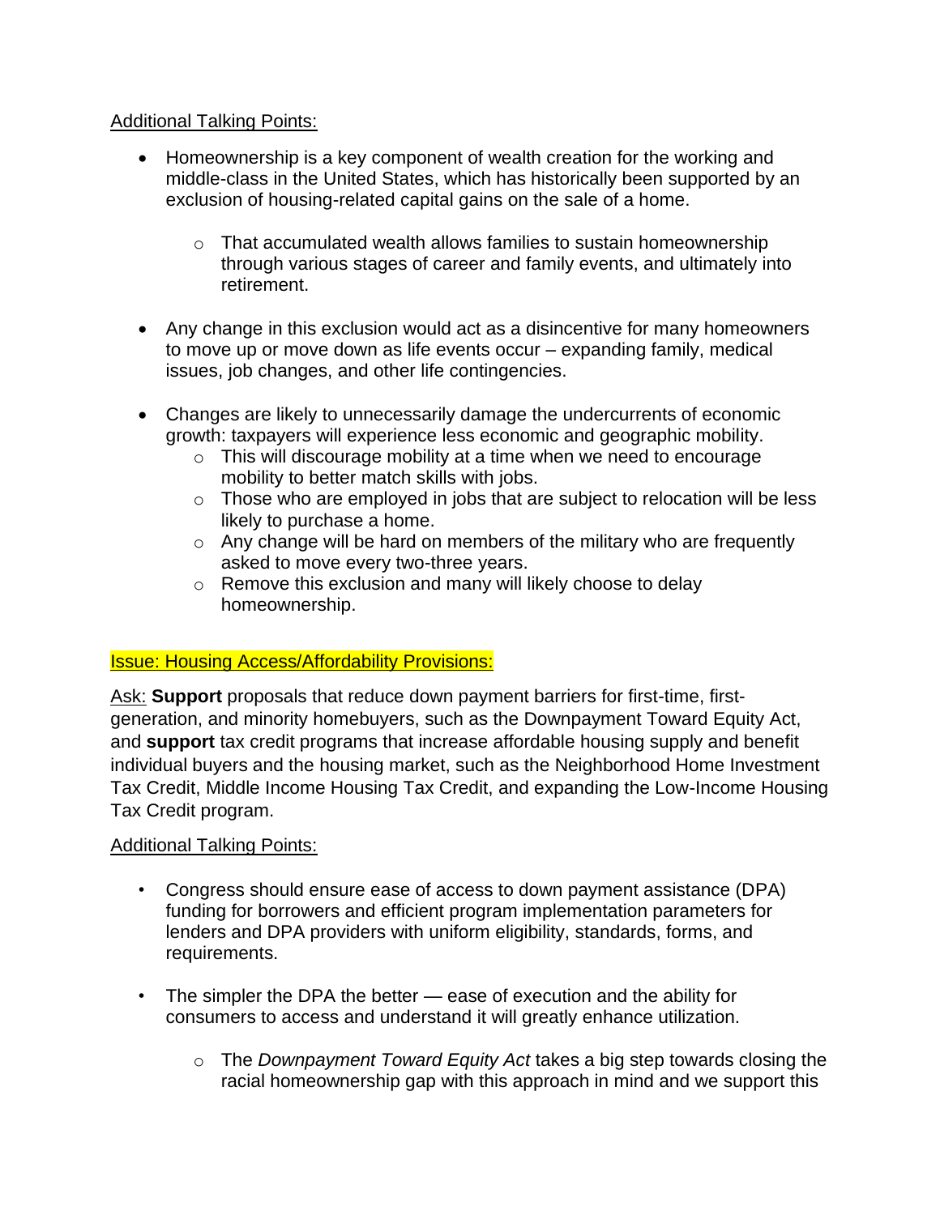Additional Talking Points:

- Homeownership is a key component of wealth creation for the working and middle-class in the United States, which has historically been supported by an exclusion of housing-related capital gains on the sale of a home.
  - That accumulated wealth allows families to sustain homeownership through various stages of career and family events, and ultimately into retirement.

- Any change in this exclusion would act as a disincentive for many homeowners to move up or move down as life events occur – expanding family, medical issues, job changes, and other life contingencies.

- Changes are likely to unnecessarily damage the undercurrents of economic growth: taxpayers will experience less economic and geographic mobility.
  - This will discourage mobility at a time when we need to encourage mobility to better match skills with jobs.
  - Those who are employed in jobs that are subject to relocation will be less likely to purchase a home.
  - Any change will be hard on members of the military who are frequently asked to move every two-three years.
  - Remove this exclusion and many will likely choose to delay homeownership.

Issue: Housing Access/Affordability Provisions:

Ask: **Support** proposals that reduce down payment barriers for first-time, first-generation, and minority homebuyers, such as the Downpayment Toward Equity Act, and **support** tax credit programs that increase affordable housing supply and benefit individual buyers and the housing market, such as the Neighborhood Home Investment Tax Credit, Middle Income Housing Tax Credit, and expanding the Low-Income Housing Tax Credit program.

Additional Talking Points:

- Congress should ensure ease of access to down payment assistance (DPA) funding for borrowers and efficient program implementation parameters for lenders and DPA providers with uniform eligibility, standards, forms, and requirements.

- The simpler the DPA the better — ease of execution and the ability for consumers to access and understand it will greatly enhance utilization.
  - The *Downpayment Toward Equity Act* takes a big step towards closing the racial homeownership gap with this approach in mind and we support this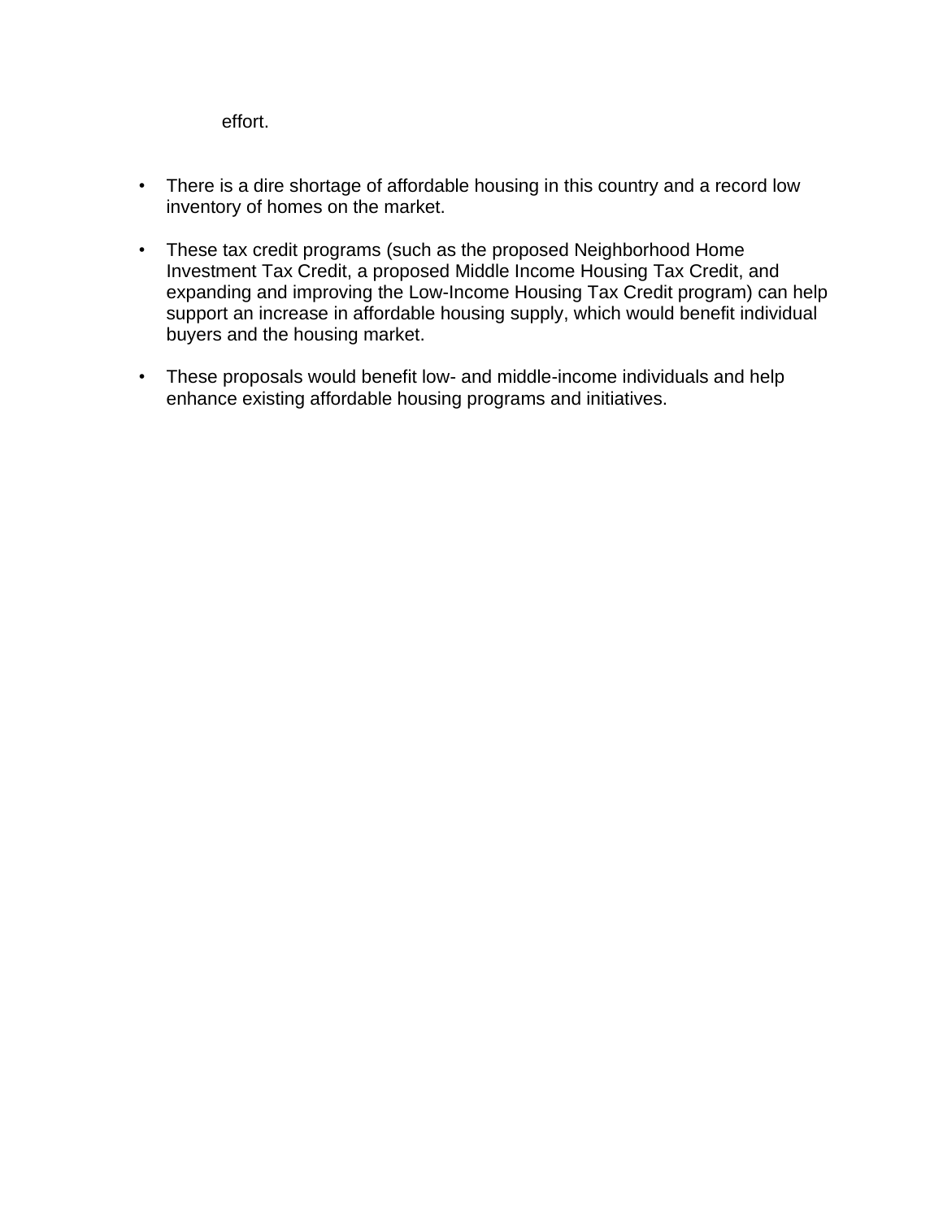effort.

- There is a dire shortage of affordable housing in this country and a record low inventory of homes on the market.

- These tax credit programs (such as the proposed Neighborhood Home Investment Tax Credit, a proposed Middle Income Housing Tax Credit, and expanding and improving the Low-Income Housing Tax Credit program) can help support an increase in affordable housing supply, which would benefit individual buyers and the housing market.

- These proposals would benefit low- and middle-income individuals and help enhance existing affordable housing programs and initiatives.